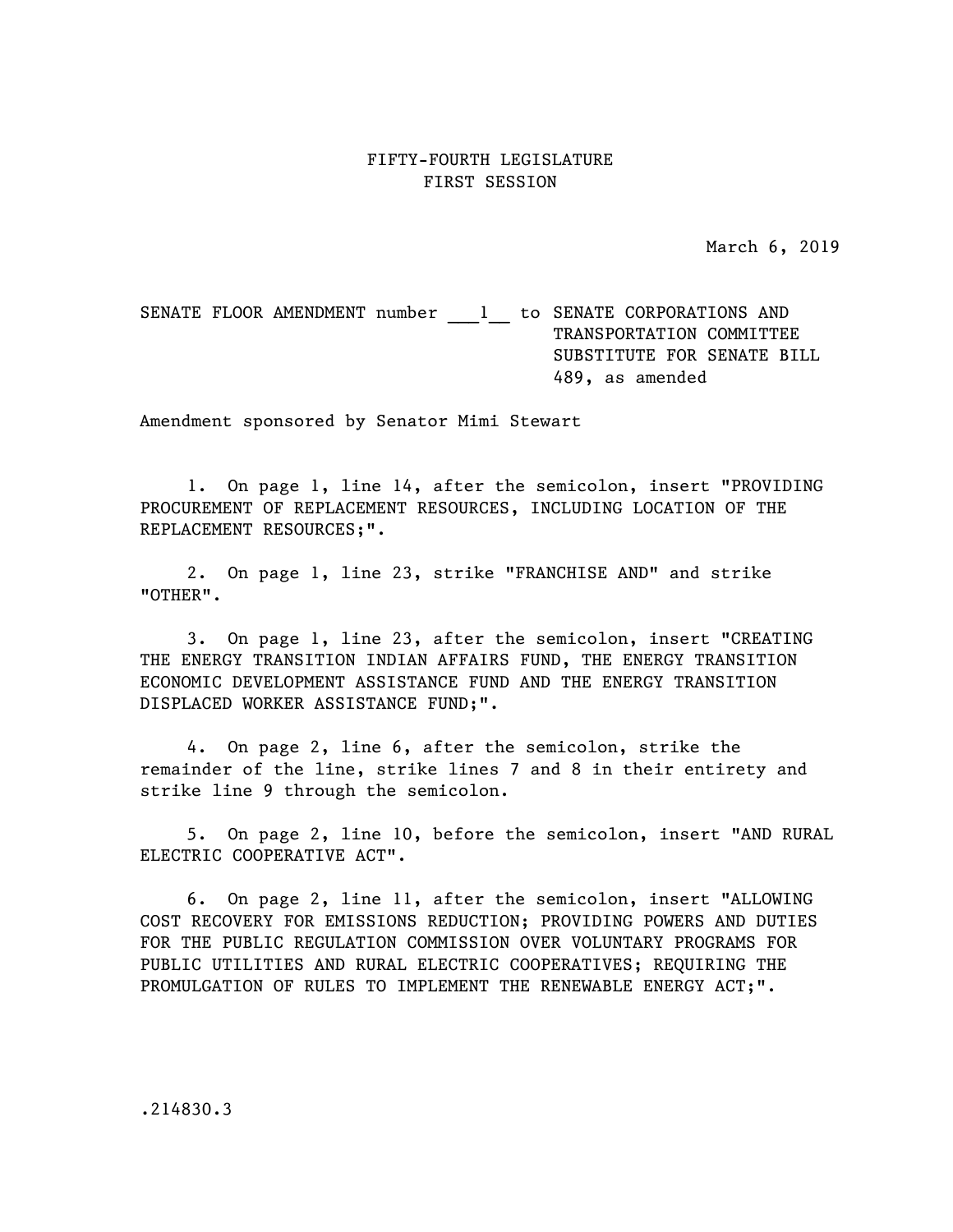FIFTY-FOURTH LEGISLATURE
FIRST SESSION

March 6, 2019

SENATE FLOOR AMENDMENT number ___1__ to SENATE CORPORATIONS AND TRANSPORTATION COMMITTEE SUBSTITUTE FOR SENATE BILL 489, as amended

Amendment sponsored by Senator Mimi Stewart

1. On page 1, line 14, after the semicolon, insert "PROVIDING PROCUREMENT OF REPLACEMENT RESOURCES, INCLUDING LOCATION OF THE REPLACEMENT RESOURCES;".

2. On page 1, line 23, strike "FRANCHISE AND" and strike "OTHER".

3. On page 1, line 23, after the semicolon, insert "CREATING THE ENERGY TRANSITION INDIAN AFFAIRS FUND, THE ENERGY TRANSITION ECONOMIC DEVELOPMENT ASSISTANCE FUND AND THE ENERGY TRANSITION DISPLACED WORKER ASSISTANCE FUND;".

4. On page 2, line 6, after the semicolon, strike the remainder of the line, strike lines 7 and 8 in their entirety and strike line 9 through the semicolon.

5. On page 2, line 10, before the semicolon, insert "AND RURAL ELECTRIC COOPERATIVE ACT".

6. On page 2, line 11, after the semicolon, insert "ALLOWING COST RECOVERY FOR EMISSIONS REDUCTION; PROVIDING POWERS AND DUTIES FOR THE PUBLIC REGULATION COMMISSION OVER VOLUNTARY PROGRAMS FOR PUBLIC UTILITIES AND RURAL ELECTRIC COOPERATIVES; REQUIRING THE PROMULGATION OF RULES TO IMPLEMENT THE RENEWABLE ENERGY ACT;".

.214830.3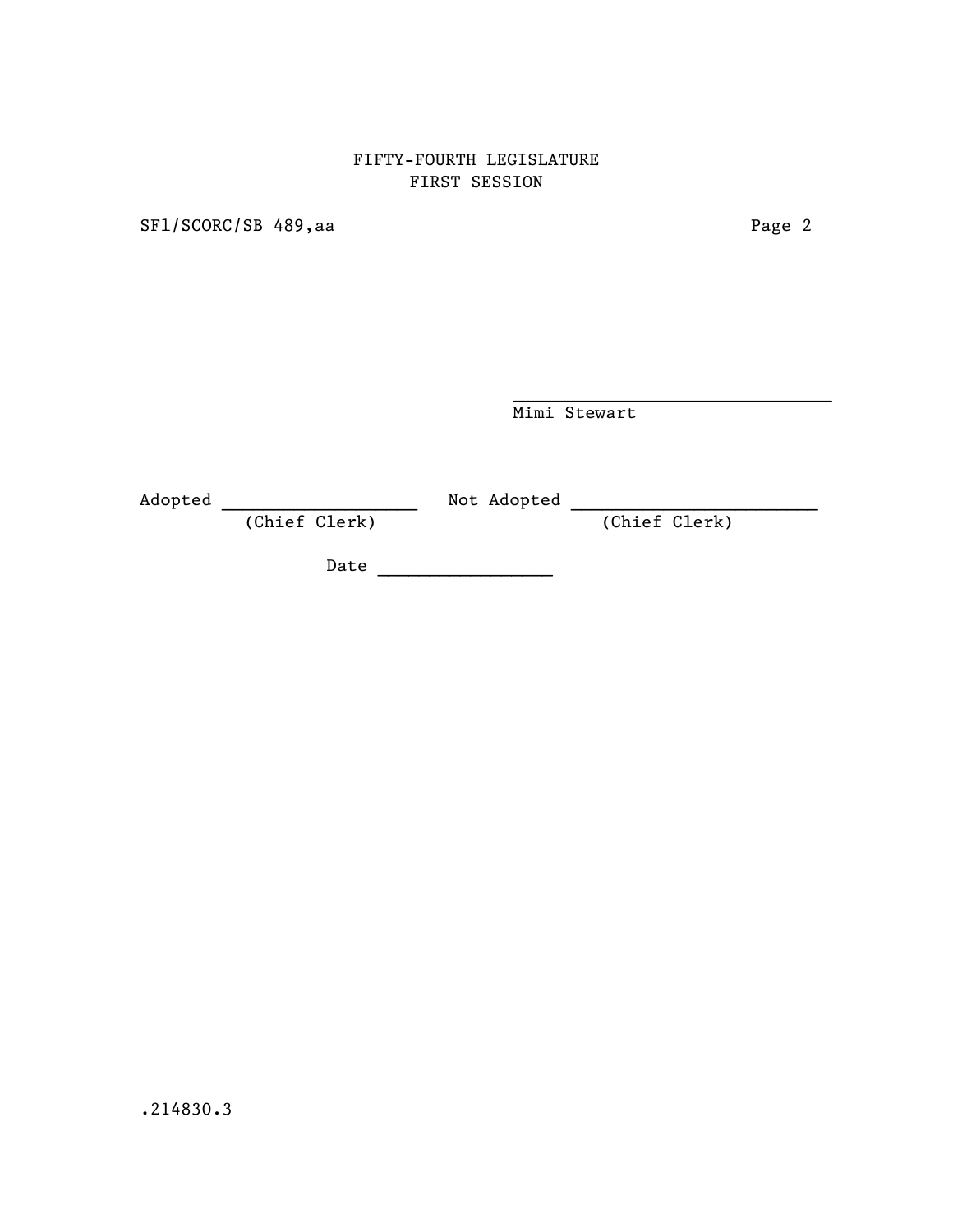FIFTY-FOURTH LEGISLATURE
FIRST SESSION

SFl/SCORC/SB 489,aa

\_\_\_\_\_\_\_\_\_\_\_\_\_\_\_\_\_\_\_\_\_\_\_\_\_\_\_\_\_\_\_
Mimi Stewart

Adopted \_\_\_\_\_\_\_\_\_\_\_\_\_\_\_\_\_\_\_ (Chief Clerk)    Not Adopted \_\_\_\_\_\_\_\_\_\_\_\_\_\_\_\_\_\_\_\_\_\_\_\_ (Chief Clerk)

Date \_\_\_\_\_\_\_\_\_\_\_\_\_\_\_\_\_

.214830.3